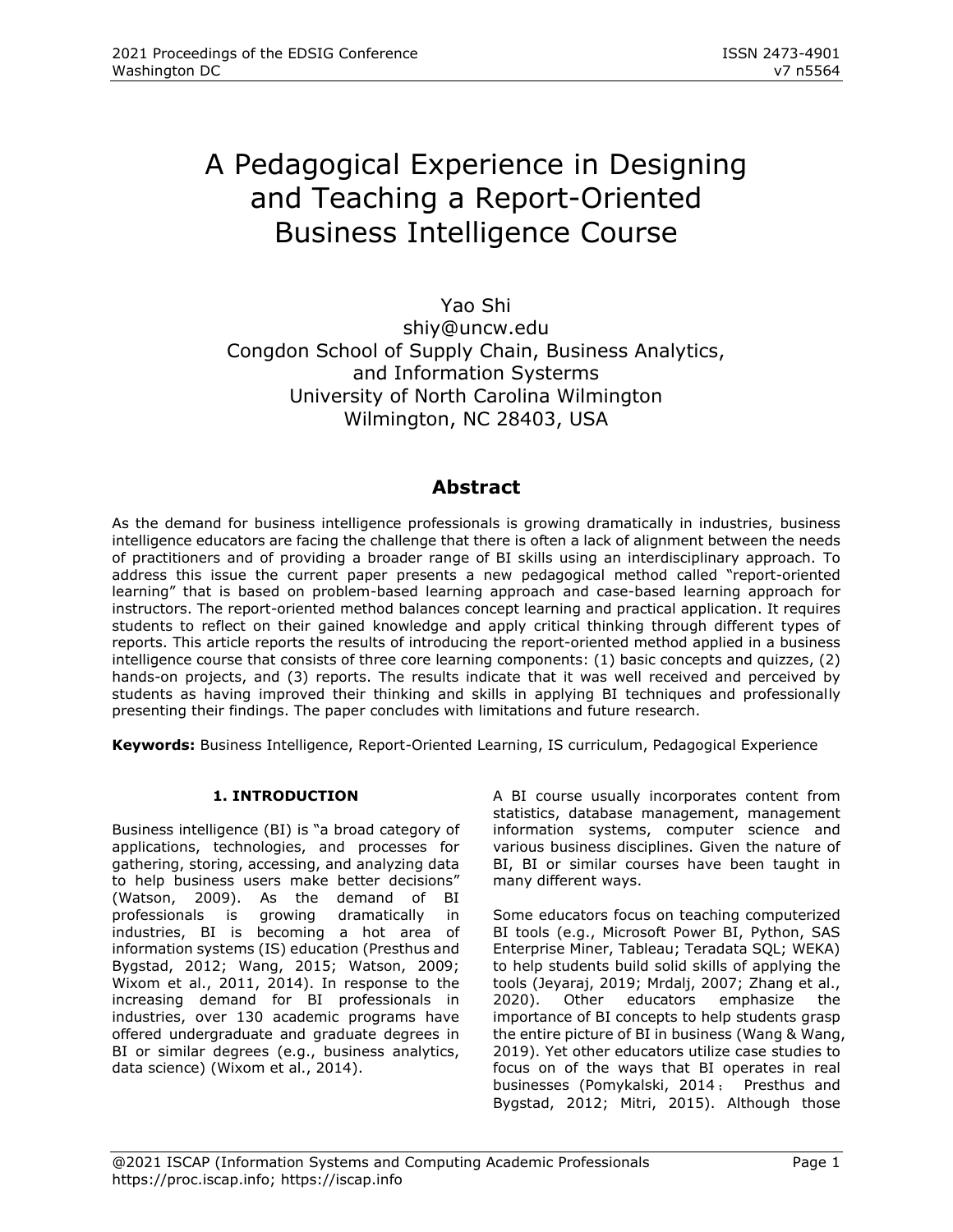# A Pedagogical Experience in Designing and Teaching a Report-Oriented Business Intelligence Course

Yao Shi
shiy@uncw.edu
Congdon School of Supply Chain, Business Analytics, and Information Systerms
University of North Carolina Wilmington
Wilmington, NC 28403, USA

## Abstract

As the demand for business intelligence professionals is growing dramatically in industries, business intelligence educators are facing the challenge that there is often a lack of alignment between the needs of practitioners and of providing a broader range of BI skills using an interdisciplinary approach. To address this issue the current paper presents a new pedagogical method called "report-oriented learning" that is based on problem-based learning approach and case-based learning approach for instructors. The report-oriented method balances concept learning and practical application. It requires students to reflect on their gained knowledge and apply critical thinking through different types of reports. This article reports the results of introducing the report-oriented method applied in a business intelligence course that consists of three core learning components: (1) basic concepts and quizzes, (2) hands-on projects, and (3) reports. The results indicate that it was well received and perceived by students as having improved their thinking and skills in applying BI techniques and professionally presenting their findings. The paper concludes with limitations and future research.

**Keywords:** Business Intelligence, Report-Oriented Learning, IS curriculum, Pedagogical Experience

## 1. INTRODUCTION

Business intelligence (BI) is "a broad category of applications, technologies, and processes for gathering, storing, accessing, and analyzing data to help business users make better decisions" (Watson, 2009). As the demand of BI professionals is growing dramatically in industries, BI is becoming a hot area of information systems (IS) education (Presthus and Bygstad, 2012; Wang, 2015; Watson, 2009; Wixom et al., 2011, 2014). In response to the increasing demand for BI professionals in industries, over 130 academic programs have offered undergraduate and graduate degrees in BI or similar degrees (e.g., business analytics, data science) (Wixom et al., 2014).

A BI course usually incorporates content from statistics, database management, management information systems, computer science and various business disciplines. Given the nature of BI, BI or similar courses have been taught in many different ways.

Some educators focus on teaching computerized BI tools (e.g., Microsoft Power BI, Python, SAS Enterprise Miner, Tableau; Teradata SQL; WEKA) to help students build solid skills of applying the tools (Jeyaraj, 2019; Mrdalj, 2007; Zhang et al., 2020). Other educators emphasize the importance of BI concepts to help students grasp the entire picture of BI in business (Wang & Wang, 2019). Yet other educators utilize case studies to focus on of the ways that BI operates in real businesses (Pomykalski, 2014； Presthus and Bygstad, 2012; Mitri, 2015). Although those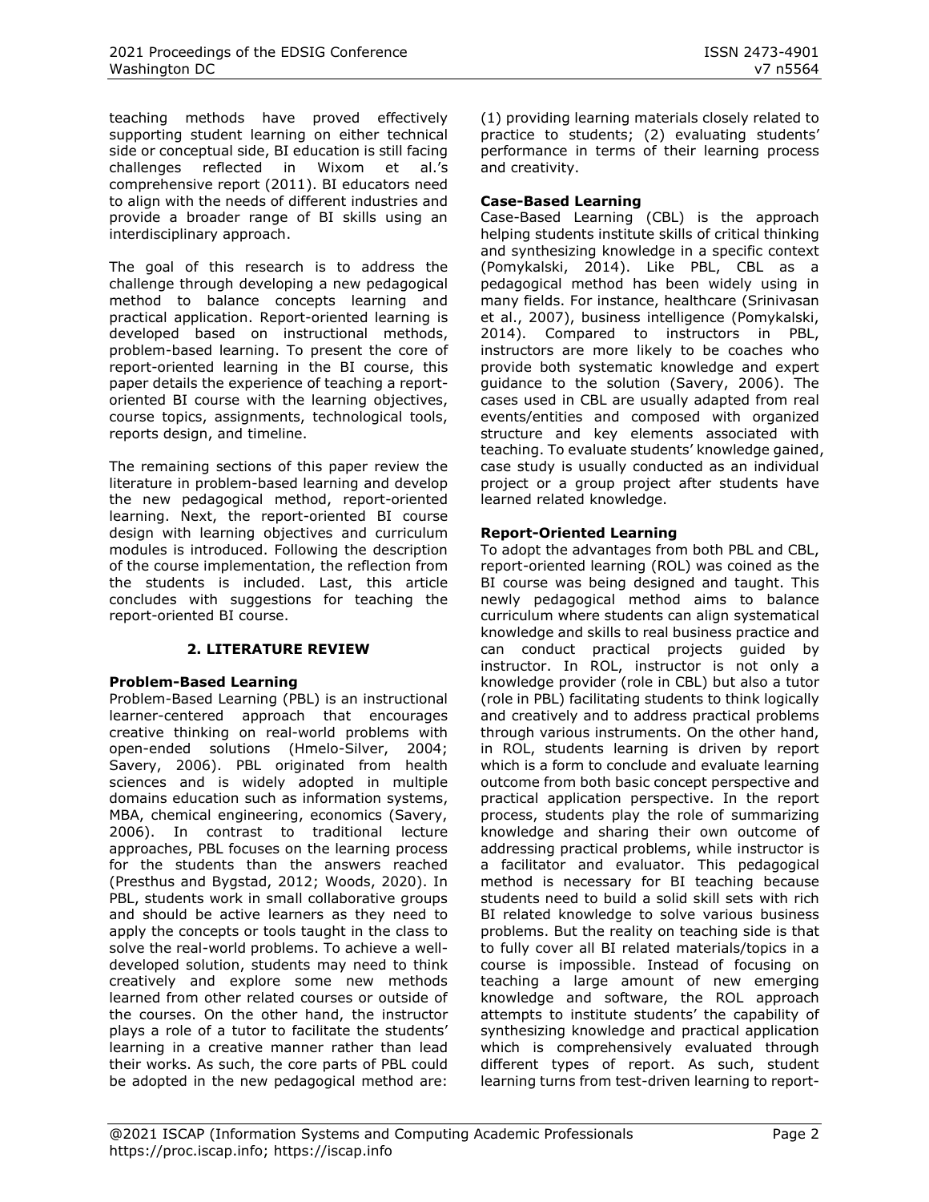teaching methods have proved effectively supporting student learning on either technical side or conceptual side, BI education is still facing challenges reflected in Wixom et al.'s comprehensive report (2011). BI educators need to align with the needs of different industries and provide a broader range of BI skills using an interdisciplinary approach.

The goal of this research is to address the challenge through developing a new pedagogical method to balance concepts learning and practical application. Report-oriented learning is developed based on instructional methods, problem-based learning. To present the core of report-oriented learning in the BI course, this paper details the experience of teaching a report-oriented BI course with the learning objectives, course topics, assignments, technological tools, reports design, and timeline.

The remaining sections of this paper review the literature in problem-based learning and develop the new pedagogical method, report-oriented learning. Next, the report-oriented BI course design with learning objectives and curriculum modules is introduced. Following the description of the course implementation, the reflection from the students is included. Last, this article concludes with suggestions for teaching the report-oriented BI course.

## 2. LITERATURE REVIEW

### Problem-Based Learning

Problem-Based Learning (PBL) is an instructional learner-centered approach that encourages creative thinking on real-world problems with open-ended solutions (Hmelo-Silver, 2004; Savery, 2006). PBL originated from health sciences and is widely adopted in multiple domains education such as information systems, MBA, chemical engineering, economics (Savery, 2006). In contrast to traditional lecture approaches, PBL focuses on the learning process for the students than the answers reached (Presthus and Bygstad, 2012; Woods, 2020). In PBL, students work in small collaborative groups and should be active learners as they need to apply the concepts or tools taught in the class to solve the real-world problems. To achieve a well-developed solution, students may need to think creatively and explore some new methods learned from other related courses or outside of the courses. On the other hand, the instructor plays a role of a tutor to facilitate the students' learning in a creative manner rather than lead their works. As such, the core parts of PBL could be adopted in the new pedagogical method are: (1) providing learning materials closely related to practice to students; (2) evaluating students' performance in terms of their learning process and creativity.

### Case-Based Learning

Case-Based Learning (CBL) is the approach helping students institute skills of critical thinking and synthesizing knowledge in a specific context (Pomykalski, 2014). Like PBL, CBL as a pedagogical method has been widely using in many fields. For instance, healthcare (Srinivasan et al., 2007), business intelligence (Pomykalski, 2014). Compared to instructors in PBL, instructors are more likely to be coaches who provide both systematic knowledge and expert guidance to the solution (Savery, 2006). The cases used in CBL are usually adapted from real events/entities and composed with organized structure and key elements associated with teaching. To evaluate students' knowledge gained, case study is usually conducted as an individual project or a group project after students have learned related knowledge.

### Report-Oriented Learning

To adopt the advantages from both PBL and CBL, report-oriented learning (ROL) was coined as the BI course was being designed and taught. This newly pedagogical method aims to balance curriculum where students can align systematical knowledge and skills to real business practice and can conduct practical projects guided by instructor. In ROL, instructor is not only a knowledge provider (role in CBL) but also a tutor (role in PBL) facilitating students to think logically and creatively and to address practical problems through various instruments. On the other hand, in ROL, students learning is driven by report which is a form to conclude and evaluate learning outcome from both basic concept perspective and practical application perspective. In the report process, students play the role of summarizing knowledge and sharing their own outcome of addressing practical problems, while instructor is a facilitator and evaluator. This pedagogical method is necessary for BI teaching because students need to build a solid skill sets with rich BI related knowledge to solve various business problems. But the reality on teaching side is that to fully cover all BI related materials/topics in a course is impossible. Instead of focusing on teaching a large amount of new emerging knowledge and software, the ROL approach attempts to institute students' the capability of synthesizing knowledge and practical application which is comprehensively evaluated through different types of report. As such, student learning turns from test-driven learning to report-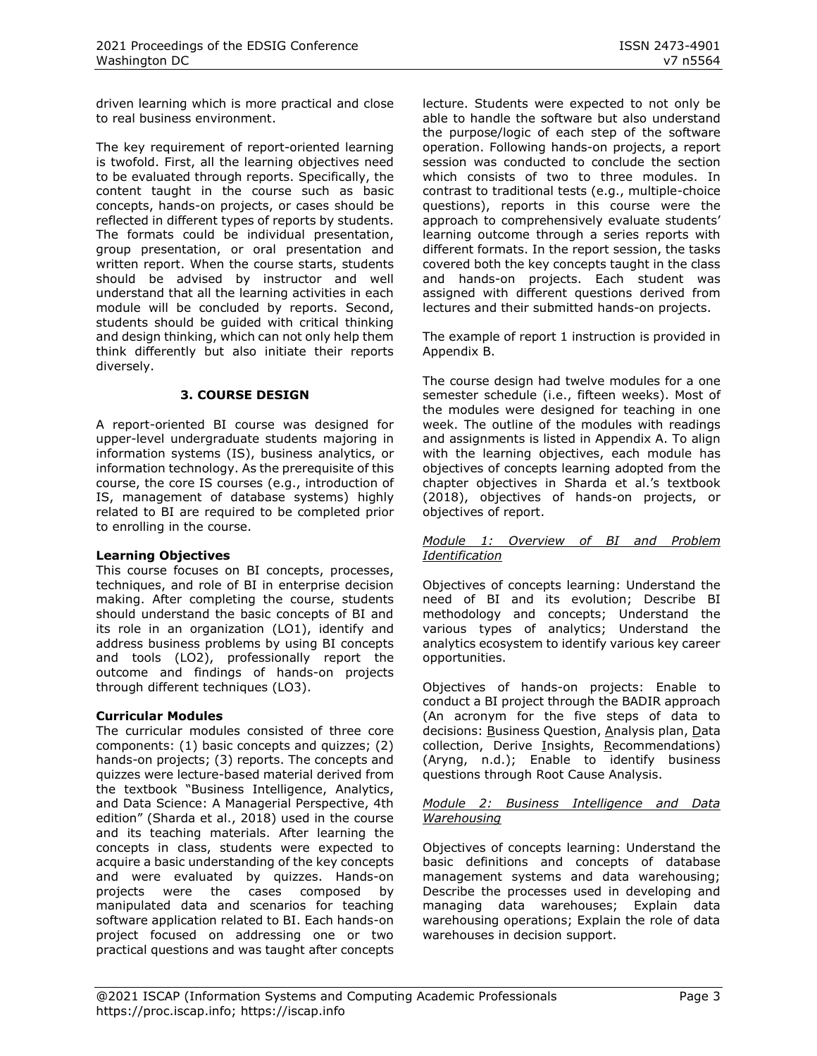driven learning which is more practical and close to real business environment.

The key requirement of report-oriented learning is twofold. First, all the learning objectives need to be evaluated through reports. Specifically, the content taught in the course such as basic concepts, hands-on projects, or cases should be reflected in different types of reports by students. The formats could be individual presentation, group presentation, or oral presentation and written report. When the course starts, students should be advised by instructor and well understand that all the learning activities in each module will be concluded by reports. Second, students should be guided with critical thinking and design thinking, which can not only help them think differently but also initiate their reports diversely.

## 3. COURSE DESIGN

A report-oriented BI course was designed for upper-level undergraduate students majoring in information systems (IS), business analytics, or information technology. As the prerequisite of this course, the core IS courses (e.g., introduction of IS, management of database systems) highly related to BI are required to be completed prior to enrolling in the course.

### Learning Objectives

This course focuses on BI concepts, processes, techniques, and role of BI in enterprise decision making. After completing the course, students should understand the basic concepts of BI and its role in an organization (LO1), identify and address business problems by using BI concepts and tools (LO2), professionally report the outcome and findings of hands-on projects through different techniques (LO3).

### Curricular Modules

The curricular modules consisted of three core components: (1) basic concepts and quizzes; (2) hands-on projects; (3) reports. The concepts and quizzes were lecture-based material derived from the textbook "Business Intelligence, Analytics, and Data Science: A Managerial Perspective, 4th edition" (Sharda et al., 2018) used in the course and its teaching materials. After learning the concepts in class, students were expected to acquire a basic understanding of the key concepts and were evaluated by quizzes. Hands-on projects were the cases composed by manipulated data and scenarios for teaching software application related to BI. Each hands-on project focused on addressing one or two practical questions and was taught after concepts lecture. Students were expected to not only be able to handle the software but also understand the purpose/logic of each step of the software operation. Following hands-on projects, a report session was conducted to conclude the section which consists of two to three modules. In contrast to traditional tests (e.g., multiple-choice questions), reports in this course were the approach to comprehensively evaluate students' learning outcome through a series reports with different formats. In the report session, the tasks covered both the key concepts taught in the class and hands-on projects. Each student was assigned with different questions derived from lectures and their submitted hands-on projects.

The example of report 1 instruction is provided in Appendix B.

The course design had twelve modules for a one semester schedule (i.e., fifteen weeks). Most of the modules were designed for teaching in one week. The outline of the modules with readings and assignments is listed in Appendix A. To align with the learning objectives, each module has objectives of concepts learning adopted from the chapter objectives in Sharda et al.'s textbook (2018), objectives of hands-on projects, or objectives of report.

*Module 1: Overview of BI and Problem Identification*

Objectives of concepts learning: Understand the need of BI and its evolution; Describe BI methodology and concepts; Understand the various types of analytics; Understand the analytics ecosystem to identify various key career opportunities.

Objectives of hands-on projects: Enable to conduct a BI project through the BADIR approach (An acronym for the five steps of data to decisions: Business Question, Analysis plan, Data collection, Derive Insights, Recommendations) (Aryng, n.d.); Enable to identify business questions through Root Cause Analysis.

*Module 2: Business Intelligence and Data Warehousing*

Objectives of concepts learning: Understand the basic definitions and concepts of database management systems and data warehousing; Describe the processes used in developing and managing data warehouses; Explain data warehousing operations; Explain the role of data warehouses in decision support.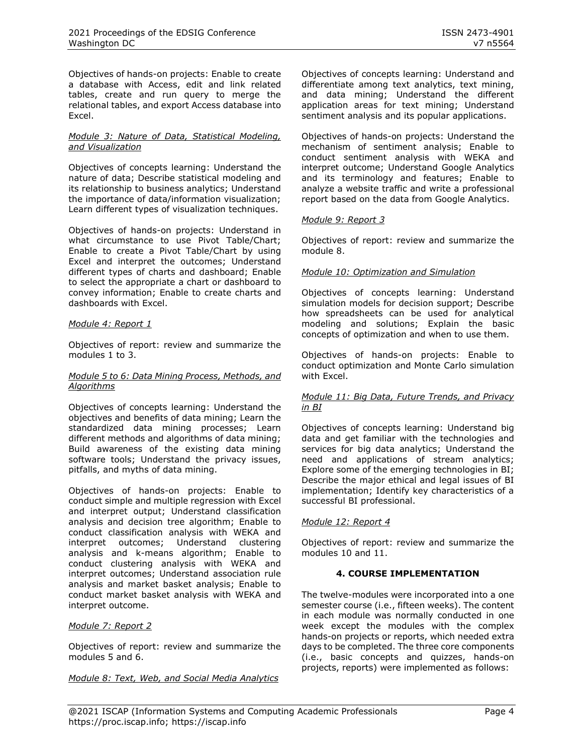Objectives of hands-on projects: Enable to create a database with Access, edit and link related tables, create and run query to merge the relational tables, and export Access database into Excel.

*Module 3: Nature of Data, Statistical Modeling, and Visualization*

Objectives of concepts learning: Understand the nature of data; Describe statistical modeling and its relationship to business analytics; Understand the importance of data/information visualization; Learn different types of visualization techniques.

Objectives of hands-on projects: Understand in what circumstance to use Pivot Table/Chart; Enable to create a Pivot Table/Chart by using Excel and interpret the outcomes; Understand different types of charts and dashboard; Enable to select the appropriate a chart or dashboard to convey information; Enable to create charts and dashboards with Excel.

*Module 4: Report 1*

Objectives of report: review and summarize the modules 1 to 3.

*Module 5 to 6: Data Mining Process, Methods, and Algorithms*

Objectives of concepts learning: Understand the objectives and benefits of data mining; Learn the standardized data mining processes; Learn different methods and algorithms of data mining; Build awareness of the existing data mining software tools; Understand the privacy issues, pitfalls, and myths of data mining.

Objectives of hands-on projects: Enable to conduct simple and multiple regression with Excel and interpret output; Understand classification analysis and decision tree algorithm; Enable to conduct classification analysis with WEKA and interpret outcomes; Understand clustering analysis and k-means algorithm; Enable to conduct clustering analysis with WEKA and interpret outcomes; Understand association rule analysis and market basket analysis; Enable to conduct market basket analysis with WEKA and interpret outcome.

*Module 7: Report 2*

Objectives of report: review and summarize the modules 5 and 6.

*Module 8: Text, Web, and Social Media Analytics*

Objectives of concepts learning: Understand and differentiate among text analytics, text mining, and data mining; Understand the different application areas for text mining; Understand sentiment analysis and its popular applications.

Objectives of hands-on projects: Understand the mechanism of sentiment analysis; Enable to conduct sentiment analysis with WEKA and interpret outcome; Understand Google Analytics and its terminology and features; Enable to analyze a website traffic and write a professional report based on the data from Google Analytics.

*Module 9: Report 3*

Objectives of report: review and summarize the module 8.

*Module 10: Optimization and Simulation*

Objectives of concepts learning: Understand simulation models for decision support; Describe how spreadsheets can be used for analytical modeling and solutions; Explain the basic concepts of optimization and when to use them.

Objectives of hands-on projects: Enable to conduct optimization and Monte Carlo simulation with Excel.

*Module 11: Big Data, Future Trends, and Privacy in BI*

Objectives of concepts learning: Understand big data and get familiar with the technologies and services for big data analytics; Understand the need and applications of stream analytics; Explore some of the emerging technologies in BI; Describe the major ethical and legal issues of BI implementation; Identify key characteristics of a successful BI professional.

*Module 12: Report 4*

Objectives of report: review and summarize the modules 10 and 11.

## 4. COURSE IMPLEMENTATION

The twelve-modules were incorporated into a one semester course (i.e., fifteen weeks). The content in each module was normally conducted in one week except the modules with the complex hands-on projects or reports, which needed extra days to be completed. The three core components (i.e., basic concepts and quizzes, hands-on projects, reports) were implemented as follows: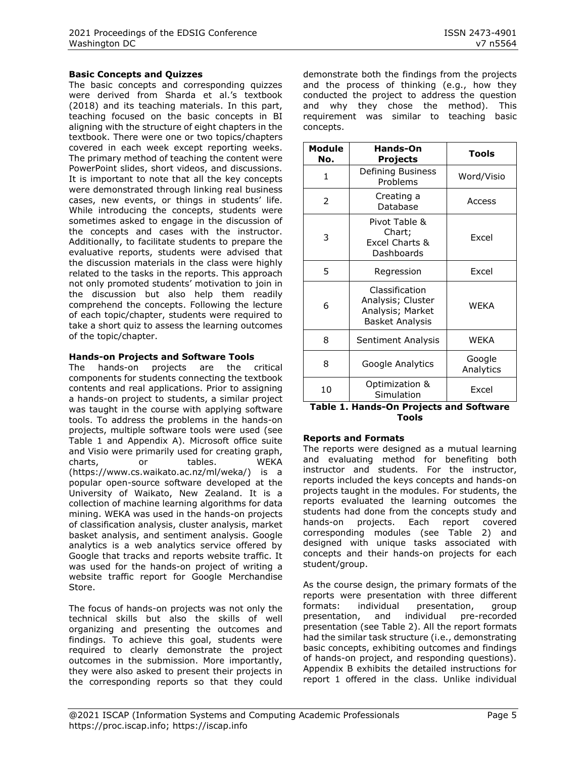### Basic Concepts and Quizzes

The basic concepts and corresponding quizzes were derived from Sharda et al.'s textbook (2018) and its teaching materials. In this part, teaching focused on the basic concepts in BI aligning with the structure of eight chapters in the textbook. There were one or two topics/chapters covered in each week except reporting weeks. The primary method of teaching the content were PowerPoint slides, short videos, and discussions. It is important to note that all the key concepts were demonstrated through linking real business cases, new events, or things in students' life. While introducing the concepts, students were sometimes asked to engage in the discussion of the concepts and cases with the instructor. Additionally, to facilitate students to prepare the evaluative reports, students were advised that the discussion materials in the class were highly related to the tasks in the reports. This approach not only promoted students' motivation to join in the discussion but also help them readily comprehend the concepts. Following the lecture of each topic/chapter, students were required to take a short quiz to assess the learning outcomes of the topic/chapter.

### Hands-on Projects and Software Tools

The hands-on projects are the critical components for students connecting the textbook contents and real applications. Prior to assigning a hands-on project to students, a similar project was taught in the course with applying software tools. To address the problems in the hands-on projects, multiple software tools were used (see Table 1 and Appendix A). Microsoft office suite and Visio were primarily used for creating graph, charts, or tables. WEKA (https://www.cs.waikato.ac.nz/ml/weka/) is a popular open-source software developed at the University of Waikato, New Zealand. It is a collection of machine learning algorithms for data mining. WEKA was used in the hands-on projects of classification analysis, cluster analysis, market basket analysis, and sentiment analysis. Google analytics is a web analytics service offered by Google that tracks and reports website traffic. It was used for the hands-on project of writing a website traffic report for Google Merchandise Store.

The focus of hands-on projects was not only the technical skills but also the skills of well organizing and presenting the outcomes and findings. To achieve this goal, students were required to clearly demonstrate the project outcomes in the submission. More importantly, they were also asked to present their projects in the corresponding reports so that they could demonstrate both the findings from the projects and the process of thinking (e.g., how they conducted the project to address the question and why they chose the method). This requirement was similar to teaching basic concepts.

| Module No. | Hands-On Projects | Tools |
|---|---|---|
| 1 | Defining Business Problems | Word/Visio |
| 2 | Creating a Database | Access |
| 3 | Pivot Table & Chart; Excel Charts & Dashboards | Excel |
| 5 | Regression | Excel |
| 6 | Classification Analysis; Cluster Analysis; Market Basket Analysis | WEKA |
| 8 | Sentiment Analysis | WEKA |
| 8 | Google Analytics | Google Analytics |
| 10 | Optimization & Simulation | Excel |

**Table 1. Hands-On Projects and Software Tools**

### Reports and Formats

The reports were designed as a mutual learning and evaluating method for benefiting both instructor and students. For the instructor, reports included the keys concepts and hands-on projects taught in the modules. For students, the reports evaluated the learning outcomes the students had done from the concepts study and hands-on projects. Each report covered corresponding modules (see Table 2) and designed with unique tasks associated with concepts and their hands-on projects for each student/group.

As the course design, the primary formats of the reports were presentation with three different formats: individual presentation, group presentation, and individual pre-recorded presentation (see Table 2). All the report formats had the similar task structure (i.e., demonstrating basic concepts, exhibiting outcomes and findings of hands-on project, and responding questions). Appendix B exhibits the detailed instructions for report 1 offered in the class. Unlike individual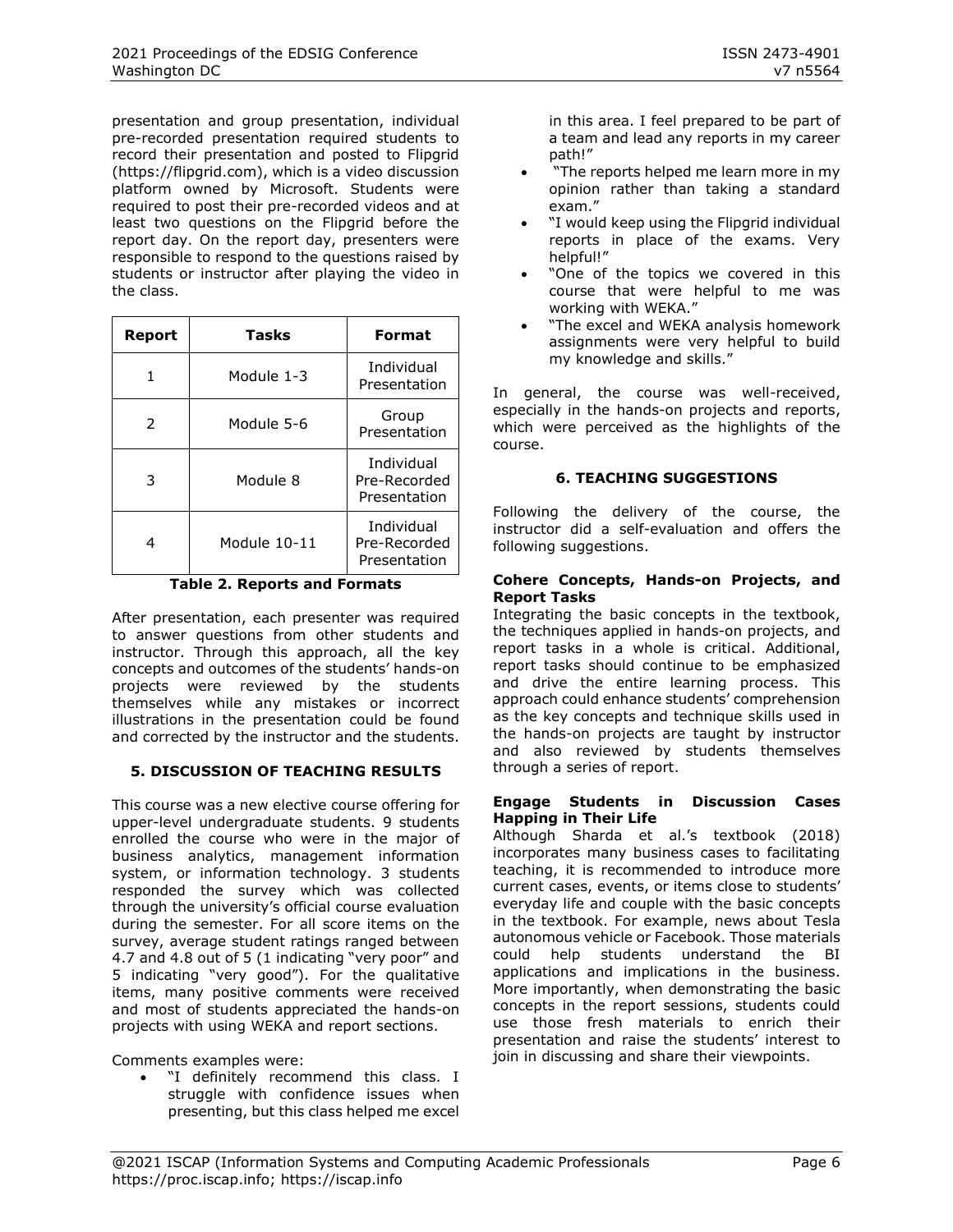presentation and group presentation, individual pre-recorded presentation required students to record their presentation and posted to Flipgrid (https://flipgrid.com), which is a video discussion platform owned by Microsoft. Students were required to post their pre-recorded videos and at least two questions on the Flipgrid before the report day. On the report day, presenters were responsible to respond to the questions raised by students or instructor after playing the video in the class.

| Report | Tasks | Format |
|---|---|---|
| 1 | Module 1-3 | Individual Presentation |
| 2 | Module 5-6 | Group Presentation |
| 3 | Module 8 | Individual Pre-Recorded Presentation |
| 4 | Module 10-11 | Individual Pre-Recorded Presentation |

**Table 2. Reports and Formats**

After presentation, each presenter was required to answer questions from other students and instructor. Through this approach, all the key concepts and outcomes of the students' hands-on projects were reviewed by the students themselves while any mistakes or incorrect illustrations in the presentation could be found and corrected by the instructor and the students.

## 5. DISCUSSION OF TEACHING RESULTS

This course was a new elective course offering for upper-level undergraduate students. 9 students enrolled the course who were in the major of business analytics, management information system, or information technology. 3 students responded the survey which was collected through the university's official course evaluation during the semester. For all score items on the survey, average student ratings ranged between 4.7 and 4.8 out of 5 (1 indicating "very poor" and 5 indicating "very good"). For the qualitative items, many positive comments were received and most of students appreciated the hands-on projects with using WEKA and report sections.

Comments examples were:

- "I definitely recommend this class. I struggle with confidence issues when presenting, but this class helped me excel in this area. I feel prepared to be part of a team and lead any reports in my career path!"
- "The reports helped me learn more in my opinion rather than taking a standard exam."
- "I would keep using the Flipgrid individual reports in place of the exams. Very helpful!"
- "One of the topics we covered in this course that were helpful to me was working with WEKA."
- "The excel and WEKA analysis homework assignments were very helpful to build my knowledge and skills."

In general, the course was well-received, especially in the hands-on projects and reports, which were perceived as the highlights of the course.

## 6. TEACHING SUGGESTIONS

Following the delivery of the course, the instructor did a self-evaluation and offers the following suggestions.

### Cohere Concepts, Hands-on Projects, and Report Tasks

Integrating the basic concepts in the textbook, the techniques applied in hands-on projects, and report tasks in a whole is critical. Additional, report tasks should continue to be emphasized and drive the entire learning process. This approach could enhance students' comprehension as the key concepts and technique skills used in the hands-on projects are taught by instructor and also reviewed by students themselves through a series of report.

### Engage Students in Discussion Cases Happing in Their Life

Although Sharda et al.'s textbook (2018) incorporates many business cases to facilitating teaching, it is recommended to introduce more current cases, events, or items close to students' everyday life and couple with the basic concepts in the textbook. For example, news about Tesla autonomous vehicle or Facebook. Those materials could help students understand the BI applications and implications in the business. More importantly, when demonstrating the basic concepts in the report sessions, students could use those fresh materials to enrich their presentation and raise the students' interest to join in discussing and share their viewpoints.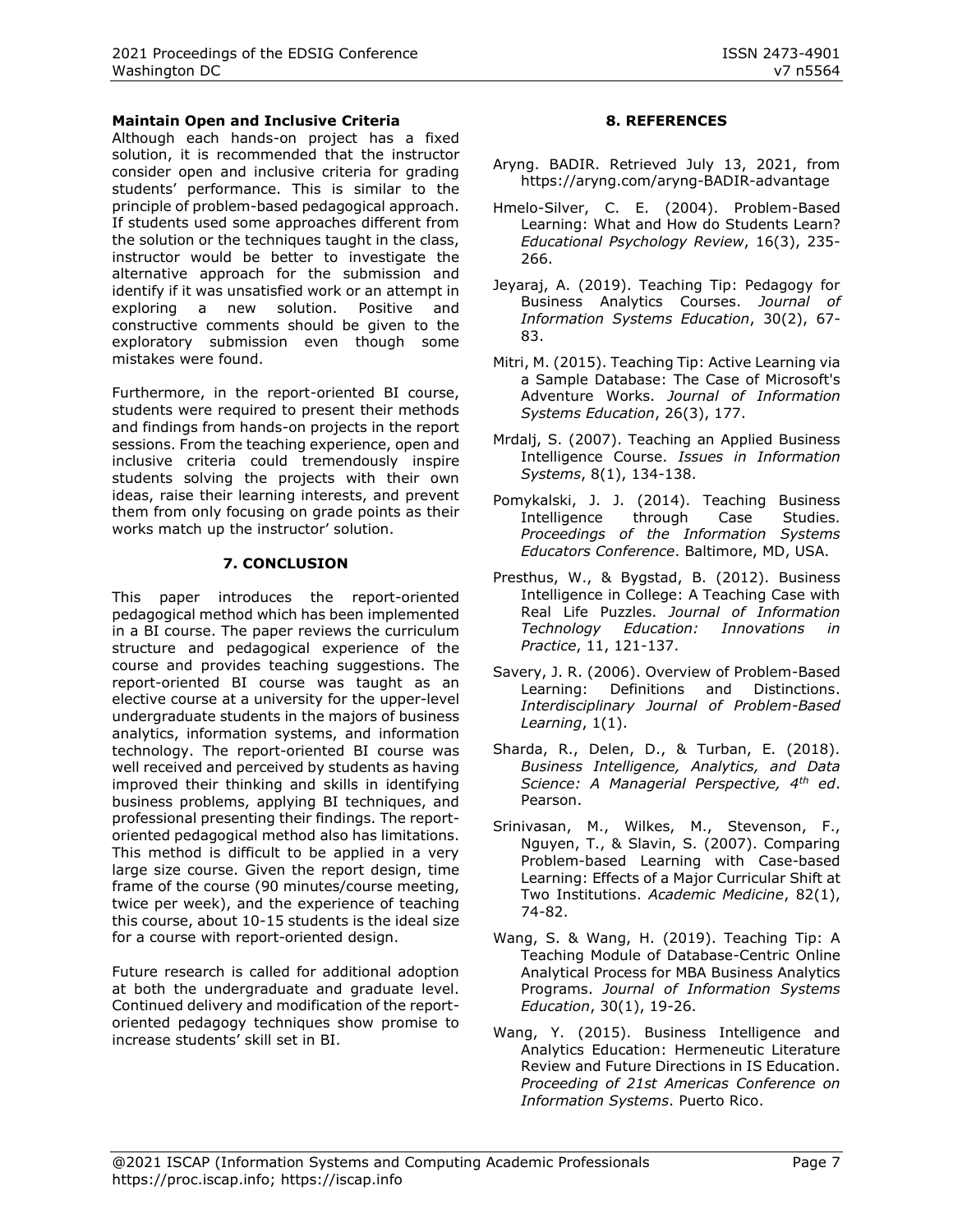### Maintain Open and Inclusive Criteria

Although each hands-on project has a fixed solution, it is recommended that the instructor consider open and inclusive criteria for grading students' performance. This is similar to the principle of problem-based pedagogical approach. If students used some approaches different from the solution or the techniques taught in the class, instructor would be better to investigate the alternative approach for the submission and identify if it was unsatisfied work or an attempt in exploring a new solution. Positive and constructive comments should be given to the exploratory submission even though some mistakes were found.

Furthermore, in the report-oriented BI course, students were required to present their methods and findings from hands-on projects in the report sessions. From the teaching experience, open and inclusive criteria could tremendously inspire students solving the projects with their own ideas, raise their learning interests, and prevent them from only focusing on grade points as their works match up the instructor' solution.

## 7. CONCLUSION

This paper introduces the report-oriented pedagogical method which has been implemented in a BI course. The paper reviews the curriculum structure and pedagogical experience of the course and provides teaching suggestions. The report-oriented BI course was taught as an elective course at a university for the upper-level undergraduate students in the majors of business analytics, information systems, and information technology. The report-oriented BI course was well received and perceived by students as having improved their thinking and skills in identifying business problems, applying BI techniques, and professional presenting their findings. The report-oriented pedagogical method also has limitations. This method is difficult to be applied in a very large size course. Given the report design, time frame of the course (90 minutes/course meeting, twice per week), and the experience of teaching this course, about 10-15 students is the ideal size for a course with report-oriented design.

Future research is called for additional adoption at both the undergraduate and graduate level. Continued delivery and modification of the report-oriented pedagogy techniques show promise to increase students' skill set in BI.

## 8. REFERENCES

Aryng. BADIR. Retrieved July 13, 2021, from https://aryng.com/aryng-BADIR-advantage

Hmelo-Silver, C. E. (2004). Problem-Based Learning: What and How do Students Learn? *Educational Psychology Review*, 16(3), 235-266.

Jeyaraj, A. (2019). Teaching Tip: Pedagogy for Business Analytics Courses. *Journal of Information Systems Education*, 30(2), 67-83.

Mitri, M. (2015). Teaching Tip: Active Learning via a Sample Database: The Case of Microsoft's Adventure Works. *Journal of Information Systems Education*, 26(3), 177.

Mrdalj, S. (2007). Teaching an Applied Business Intelligence Course. *Issues in Information Systems*, 8(1), 134-138.

Pomykalski, J. J. (2014). Teaching Business Intelligence through Case Studies. *Proceedings of the Information Systems Educators Conference*. Baltimore, MD, USA.

Presthus, W., & Bygstad, B. (2012). Business Intelligence in College: A Teaching Case with Real Life Puzzles. *Journal of Information Technology Education: Innovations in Practice*, 11, 121-137.

Savery, J. R. (2006). Overview of Problem-Based Learning: Definitions and Distinctions. *Interdisciplinary Journal of Problem-Based Learning*, 1(1).

Sharda, R., Delen, D., & Turban, E. (2018). *Business Intelligence, Analytics, and Data Science: A Managerial Perspective, 4th ed*. Pearson.

Srinivasan, M., Wilkes, M., Stevenson, F., Nguyen, T., & Slavin, S. (2007). Comparing Problem-based Learning with Case-based Learning: Effects of a Major Curricular Shift at Two Institutions. *Academic Medicine*, 82(1), 74-82.

Wang, S. & Wang, H. (2019). Teaching Tip: A Teaching Module of Database-Centric Online Analytical Process for MBA Business Analytics Programs. *Journal of Information Systems Education*, 30(1), 19-26.

Wang, Y. (2015). Business Intelligence and Analytics Education: Hermeneutic Literature Review and Future Directions in IS Education. *Proceeding of 21st Americas Conference on Information Systems*. Puerto Rico.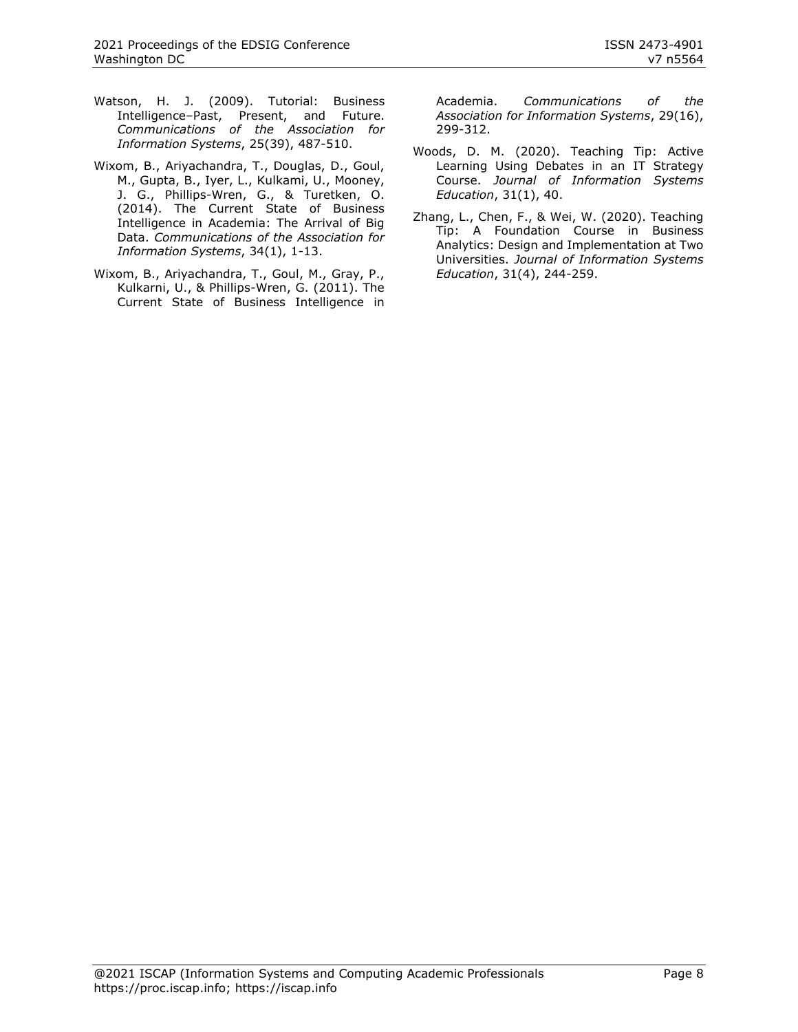Watson, H. J. (2009). Tutorial: Business Intelligence–Past, Present, and Future. *Communications of the Association for Information Systems*, 25(39), 487-510.

Wixom, B., Ariyachandra, T., Douglas, D., Goul, M., Gupta, B., Iyer, L., Kulkami, U., Mooney, J. G., Phillips-Wren, G., & Turetken, O. (2014). The Current State of Business Intelligence in Academia: The Arrival of Big Data. *Communications of the Association for Information Systems*, 34(1), 1-13.

Wixom, B., Ariyachandra, T., Goul, M., Gray, P., Kulkarni, U., & Phillips-Wren, G. (2011). The Current State of Business Intelligence in Academia. *Communications of the Association for Information Systems*, 29(16), 299-312.

Woods, D. M. (2020). Teaching Tip: Active Learning Using Debates in an IT Strategy Course. *Journal of Information Systems Education*, 31(1), 40.

Zhang, L., Chen, F., & Wei, W. (2020). Teaching Tip: A Foundation Course in Business Analytics: Design and Implementation at Two Universities. *Journal of Information Systems Education*, 31(4), 244-259.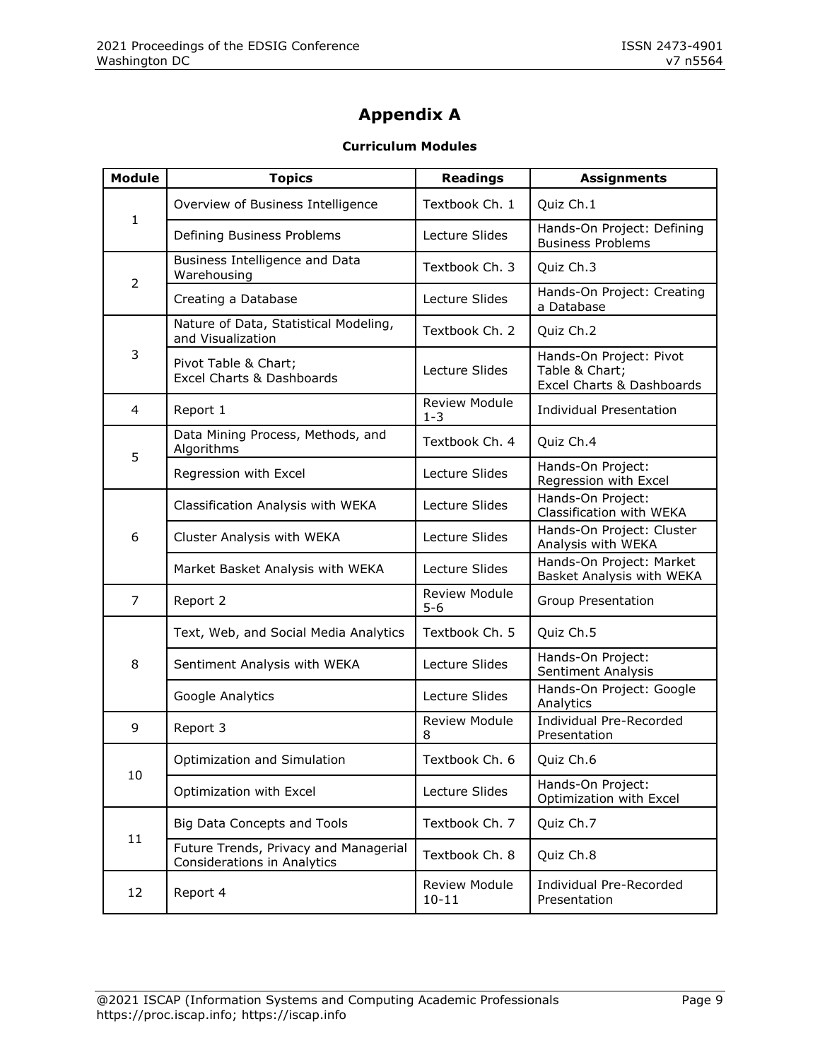# Appendix A

**Curriculum Modules**

| Module | Topics | Readings | Assignments |
|---|---|---|---|
| 1 | Overview of Business Intelligence | Textbook Ch. 1 | Quiz Ch.1 |
| | Defining Business Problems | Lecture Slides | Hands-On Project: Defining Business Problems |
| 2 | Business Intelligence and Data Warehousing | Textbook Ch. 3 | Quiz Ch.3 |
| | Creating a Database | Lecture Slides | Hands-On Project: Creating a Database |
| 3 | Nature of Data, Statistical Modeling, and Visualization | Textbook Ch. 2 | Quiz Ch.2 |
| | Pivot Table & Chart; Excel Charts & Dashboards | Lecture Slides | Hands-On Project: Pivot Table & Chart; Excel Charts & Dashboards |
| 4 | Report 1 | Review Module 1-3 | Individual Presentation |
| 5 | Data Mining Process, Methods, and Algorithms | Textbook Ch. 4 | Quiz Ch.4 |
| | Regression with Excel | Lecture Slides | Hands-On Project: Regression with Excel |
| 6 | Classification Analysis with WEKA | Lecture Slides | Hands-On Project: Classification with WEKA |
| | Cluster Analysis with WEKA | Lecture Slides | Hands-On Project: Cluster Analysis with WEKA |
| | Market Basket Analysis with WEKA | Lecture Slides | Hands-On Project: Market Basket Analysis with WEKA |
| 7 | Report 2 | Review Module 5-6 | Group Presentation |
| 8 | Text, Web, and Social Media Analytics | Textbook Ch. 5 | Quiz Ch.5 |
| | Sentiment Analysis with WEKA | Lecture Slides | Hands-On Project: Sentiment Analysis |
| | Google Analytics | Lecture Slides | Hands-On Project: Google Analytics |
| 9 | Report 3 | Review Module 8 | Individual Pre-Recorded Presentation |
| 10 | Optimization and Simulation | Textbook Ch. 6 | Quiz Ch.6 |
| | Optimization with Excel | Lecture Slides | Hands-On Project: Optimization with Excel |
| 11 | Big Data Concepts and Tools | Textbook Ch. 7 | Quiz Ch.7 |
| | Future Trends, Privacy and Managerial Considerations in Analytics | Textbook Ch. 8 | Quiz Ch.8 |
| 12 | Report 4 | Review Module 10-11 | Individual Pre-Recorded Presentation |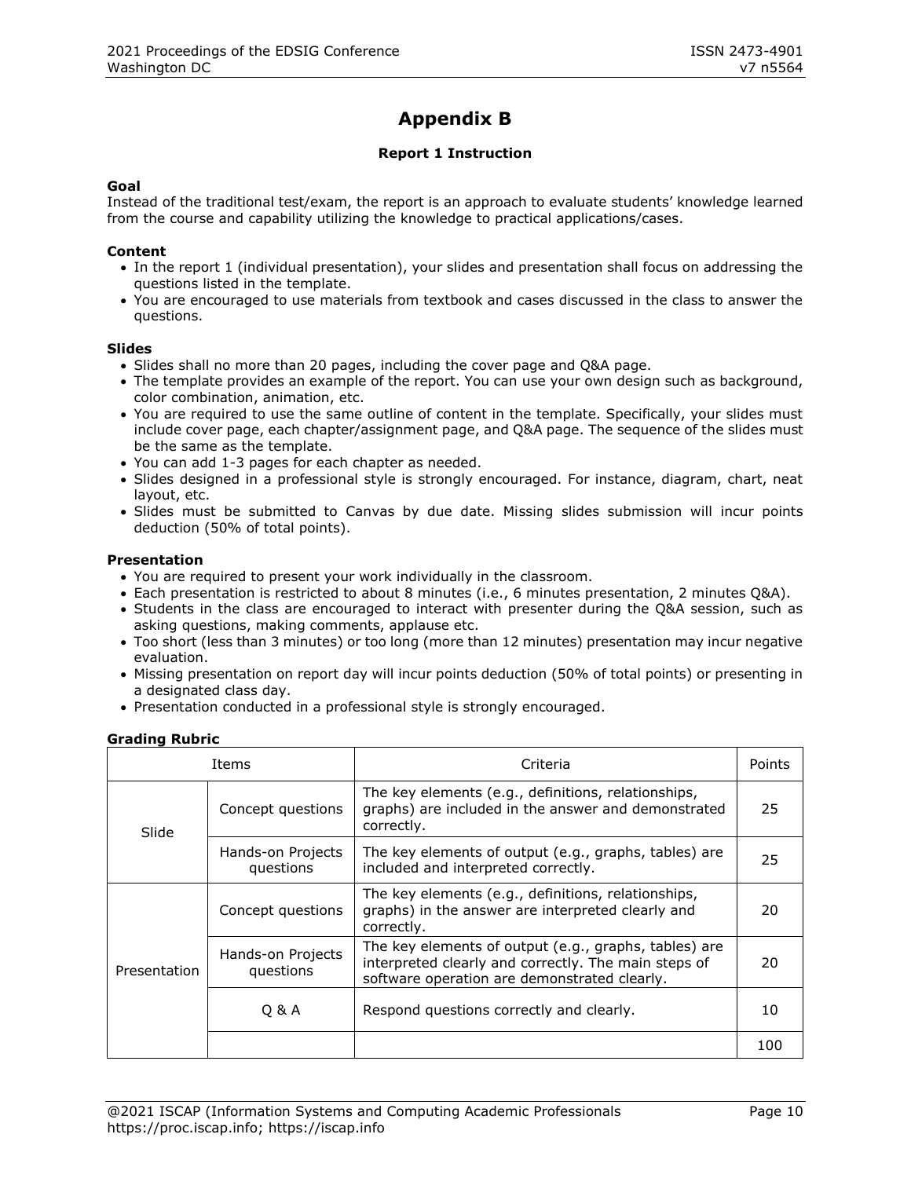# Appendix B

### Report 1 Instruction

**Goal**

Instead of the traditional test/exam, the report is an approach to evaluate students' knowledge learned from the course and capability utilizing the knowledge to practical applications/cases.

**Content**

- In the report 1 (individual presentation), your slides and presentation shall focus on addressing the questions listed in the template.
- You are encouraged to use materials from textbook and cases discussed in the class to answer the questions.

**Slides**

- Slides shall no more than 20 pages, including the cover page and Q&A page.
- The template provides an example of the report. You can use your own design such as background, color combination, animation, etc.
- You are required to use the same outline of content in the template. Specifically, your slides must include cover page, each chapter/assignment page, and Q&A page. The sequence of the slides must be the same as the template.
- You can add 1-3 pages for each chapter as needed.
- Slides designed in a professional style is strongly encouraged. For instance, diagram, chart, neat layout, etc.
- Slides must be submitted to Canvas by due date. Missing slides submission will incur points deduction (50% of total points).

**Presentation**

- You are required to present your work individually in the classroom.
- Each presentation is restricted to about 8 minutes (i.e., 6 minutes presentation, 2 minutes Q&A).
- Students in the class are encouraged to interact with presenter during the Q&A session, such as asking questions, making comments, applause etc.
- Too short (less than 3 minutes) or too long (more than 12 minutes) presentation may incur negative evaluation.
- Missing presentation on report day will incur points deduction (50% of total points) or presenting in a designated class day.
- Presentation conducted in a professional style is strongly encouraged.

**Grading Rubric**

| Items | | Criteria | Points |
|---|---|---|---|
| Slide | Concept questions | The key elements (e.g., definitions, relationships, graphs) are included in the answer and demonstrated correctly. | 25 |
| | Hands-on Projects questions | The key elements of output (e.g., graphs, tables) are included and interpreted correctly. | 25 |
| Presentation | Concept questions | The key elements (e.g., definitions, relationships, graphs) in the answer are interpreted clearly and correctly. | 20 |
| | Hands-on Projects questions | The key elements of output (e.g., graphs, tables) are interpreted clearly and correctly. The main steps of software operation are demonstrated clearly. | 20 |
| | Q & A | Respond questions correctly and clearly. | 10 |
| | | | 100 |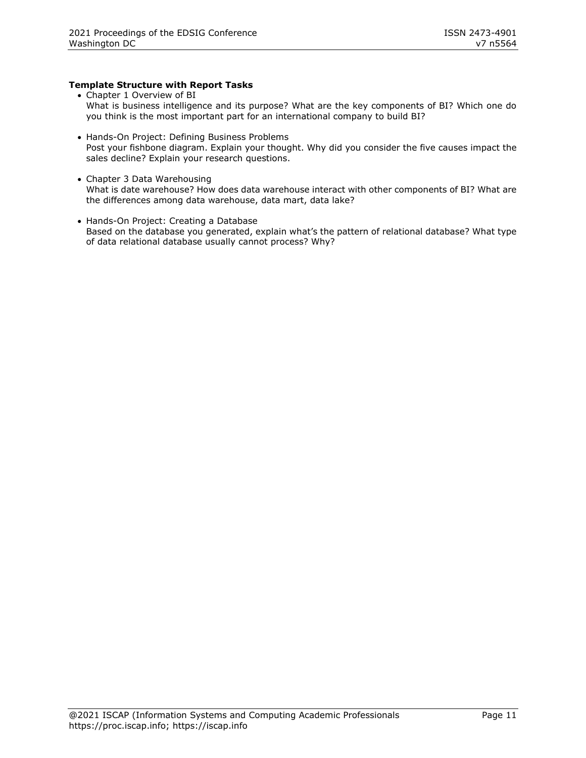**Template Structure with Report Tasks**

- Chapter 1 Overview of BI
  What is business intelligence and its purpose? What are the key components of BI? Which one do you think is the most important part for an international company to build BI?

- Hands-On Project: Defining Business Problems
  Post your fishbone diagram. Explain your thought. Why did you consider the five causes impact the sales decline? Explain your research questions.

- Chapter 3 Data Warehousing
  What is date warehouse? How does data warehouse interact with other components of BI? What are the differences among data warehouse, data mart, data lake?

- Hands-On Project: Creating a Database
  Based on the database you generated, explain what's the pattern of relational database? What type of data relational database usually cannot process? Why?